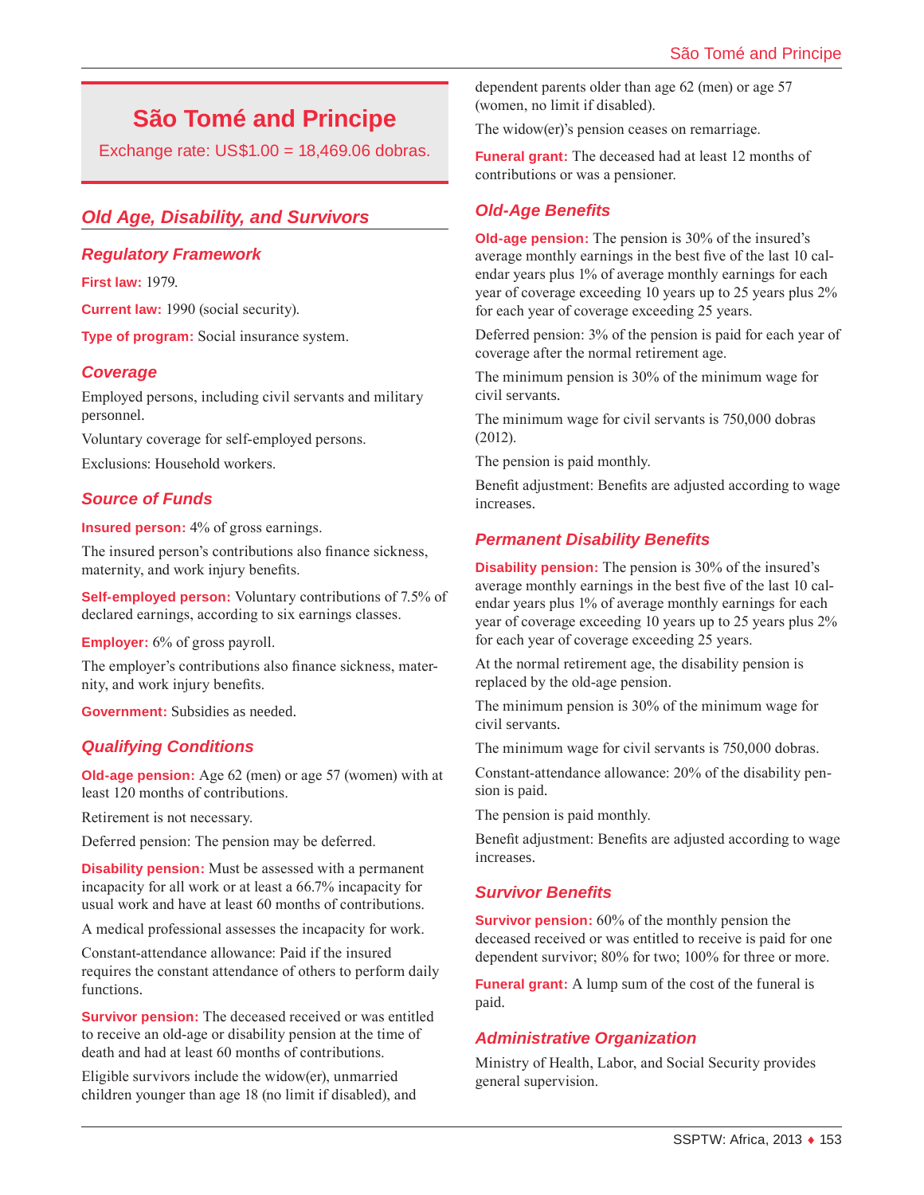# São Tomé and Principe

Exchange rate: US$1.00 = 18,469.06 dobras.

## Old Age, Disability, and Survivors

### Regulatory Framework

**First law:** 1979.

**Current law:** 1990 (social security).

**Type of program:** Social insurance system.

### Coverage

Employed persons, including civil servants and military personnel.

Voluntary coverage for self-employed persons.

Exclusions: Household workers.

### Source of Funds

**Insured person:** 4% of gross earnings.

The insured person's contributions also finance sickness, maternity, and work injury benefits.

**Self-employed person:** Voluntary contributions of 7.5% of declared earnings, according to six earnings classes.

**Employer:** 6% of gross payroll.

The employer's contributions also finance sickness, maternity, and work injury benefits.

**Government:** Subsidies as needed.

### Qualifying Conditions

**Old-age pension:** Age 62 (men) or age 57 (women) with at least 120 months of contributions.

Retirement is not necessary.

Deferred pension: The pension may be deferred.

**Disability pension:** Must be assessed with a permanent incapacity for all work or at least a 66.7% incapacity for usual work and have at least 60 months of contributions.

A medical professional assesses the incapacity for work.

Constant-attendance allowance: Paid if the insured requires the constant attendance of others to perform daily functions.

**Survivor pension:** The deceased received or was entitled to receive an old-age or disability pension at the time of death and had at least 60 months of contributions.

Eligible survivors include the widow(er), unmarried children younger than age 18 (no limit if disabled), and dependent parents older than age 62 (men) or age 57 (women, no limit if disabled).

The widow(er)'s pension ceases on remarriage.

**Funeral grant:** The deceased had at least 12 months of contributions or was a pensioner.

### Old-Age Benefits

**Old-age pension:** The pension is 30% of the insured's average monthly earnings in the best five of the last 10 calendar years plus 1% of average monthly earnings for each year of coverage exceeding 10 years up to 25 years plus 2% for each year of coverage exceeding 25 years.

Deferred pension: 3% of the pension is paid for each year of coverage after the normal retirement age.

The minimum pension is 30% of the minimum wage for civil servants.

The minimum wage for civil servants is 750,000 dobras (2012).

The pension is paid monthly.

Benefit adjustment: Benefits are adjusted according to wage increases.

### Permanent Disability Benefits

**Disability pension:** The pension is 30% of the insured's average monthly earnings in the best five of the last 10 calendar years plus 1% of average monthly earnings for each year of coverage exceeding 10 years up to 25 years plus 2% for each year of coverage exceeding 25 years.

At the normal retirement age, the disability pension is replaced by the old-age pension.

The minimum pension is 30% of the minimum wage for civil servants.

The minimum wage for civil servants is 750,000 dobras.

Constant-attendance allowance: 20% of the disability pension is paid.

The pension is paid monthly.

Benefit adjustment: Benefits are adjusted according to wage increases.

### Survivor Benefits

**Survivor pension:** 60% of the monthly pension the deceased received or was entitled to receive is paid for one dependent survivor; 80% for two; 100% for three or more.

**Funeral grant:** A lump sum of the cost of the funeral is paid.

### Administrative Organization

Ministry of Health, Labor, and Social Security provides general supervision.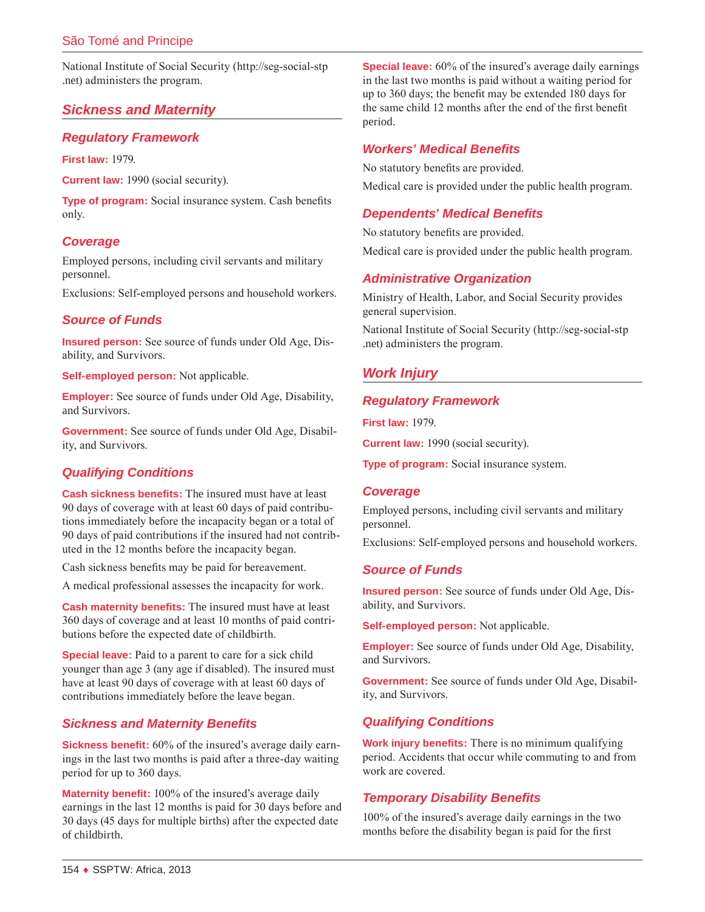National Institute of Social Security (http://seg-social-stp.net) administers the program.

## Sickness and Maternity

### Regulatory Framework

**First law:** 1979.

**Current law:** 1990 (social security).

**Type of program:** Social insurance system. Cash benefits only.

### Coverage

Employed persons, including civil servants and military personnel.

Exclusions: Self-employed persons and household workers.

### Source of Funds

**Insured person:** See source of funds under Old Age, Disability, and Survivors.

**Self-employed person:** Not applicable.

**Employer:** See source of funds under Old Age, Disability, and Survivors.

**Government:** See source of funds under Old Age, Disability, and Survivors.

### Qualifying Conditions

**Cash sickness benefits:** The insured must have at least 90 days of coverage with at least 60 days of paid contributions immediately before the incapacity began or a total of 90 days of paid contributions if the insured had not contributed in the 12 months before the incapacity began.

Cash sickness benefits may be paid for bereavement.

A medical professional assesses the incapacity for work.

**Cash maternity benefits:** The insured must have at least 360 days of coverage and at least 10 months of paid contributions before the expected date of childbirth.

**Special leave:** Paid to a parent to care for a sick child younger than age 3 (any age if disabled). The insured must have at least 90 days of coverage with at least 60 days of contributions immediately before the leave began.

### Sickness and Maternity Benefits

**Sickness benefit:** 60% of the insured's average daily earnings in the last two months is paid after a three-day waiting period for up to 360 days.

**Maternity benefit:** 100% of the insured's average daily earnings in the last 12 months is paid for 30 days before and 30 days (45 days for multiple births) after the expected date of childbirth.

**Special leave:** 60% of the insured's average daily earnings in the last two months is paid without a waiting period for up to 360 days; the benefit may be extended 180 days for the same child 12 months after the end of the first benefit period.

### Workers' Medical Benefits

No statutory benefits are provided.

Medical care is provided under the public health program.

### Dependents' Medical Benefits

No statutory benefits are provided.

Medical care is provided under the public health program.

### Administrative Organization

Ministry of Health, Labor, and Social Security provides general supervision.

National Institute of Social Security (http://seg-social-stp.net) administers the program.

## Work Injury

### Regulatory Framework

**First law:** 1979.

**Current law:** 1990 (social security).

**Type of program:** Social insurance system.

### Coverage

Employed persons, including civil servants and military personnel.

Exclusions: Self-employed persons and household workers.

### Source of Funds

**Insured person:** See source of funds under Old Age, Disability, and Survivors.

**Self-employed person:** Not applicable.

**Employer:** See source of funds under Old Age, Disability, and Survivors.

**Government:** See source of funds under Old Age, Disability, and Survivors.

### Qualifying Conditions

**Work injury benefits:** There is no minimum qualifying period. Accidents that occur while commuting to and from work are covered.

### Temporary Disability Benefits

100% of the insured's average daily earnings in the two months before the disability began is paid for the first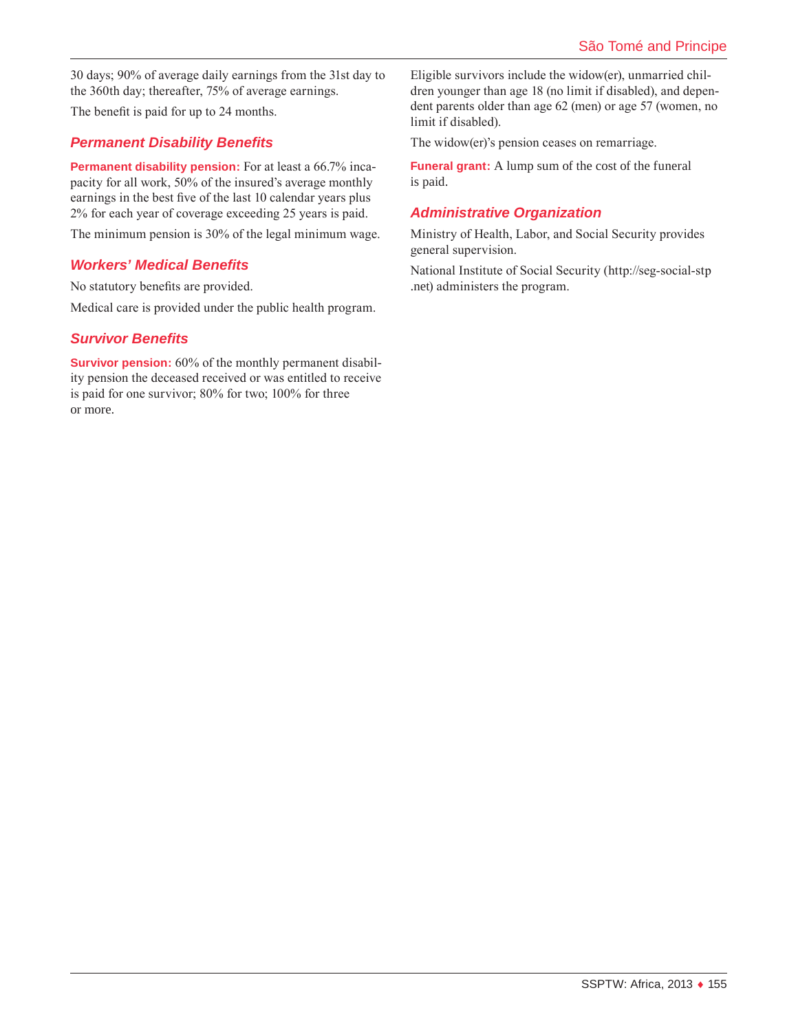30 days; 90% of average daily earnings from the 31st day to the 360th day; thereafter, 75% of average earnings.

The benefit is paid for up to 24 months.

### *Permanent Disability Benefits*

**Permanent disability pension:** For at least a 66.7% incapacity for all work, 50% of the insured's average monthly earnings in the best five of the last 10 calendar years plus 2% for each year of coverage exceeding 25 years is paid.

The minimum pension is 30% of the legal minimum wage.

### *Workers' Medical Benefits*

No statutory benefits are provided.

Medical care is provided under the public health program.

### *Survivor Benefits*

**Survivor pension:** 60% of the monthly permanent disability pension the deceased received or was entitled to receive is paid for one survivor; 80% for two; 100% for three or more.

Eligible survivors include the widow(er), unmarried children younger than age 18 (no limit if disabled), and dependent parents older than age 62 (men) or age 57 (women, no limit if disabled).

The widow(er)'s pension ceases on remarriage.

**Funeral grant:** A lump sum of the cost of the funeral is paid.

### *Administrative Organization*

Ministry of Health, Labor, and Social Security provides general supervision.

National Institute of Social Security (http://seg-social-stp.net) administers the program.